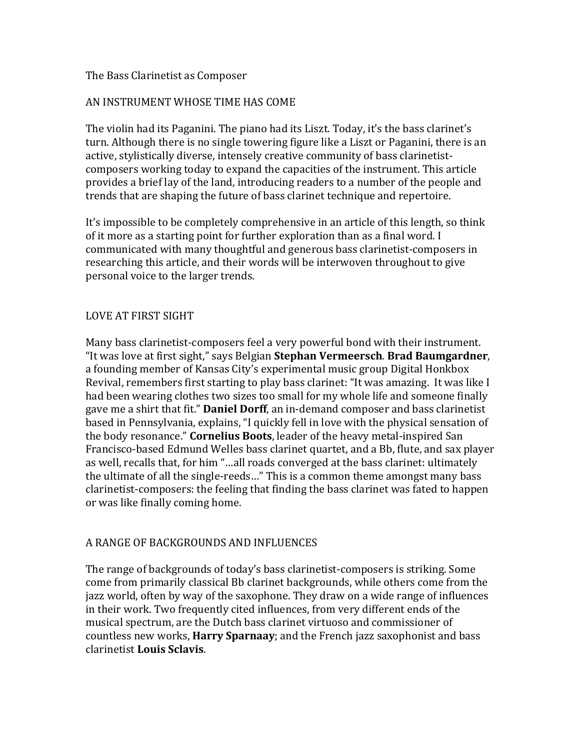# The Bass Clarinetist as Composer

## AN INSTRUMENT WHOSE TIME HAS COME

The violin had its Paganini. The piano had its Liszt. Today, it's the bass clarinet's turn. Although there is no single towering figure like a Liszt or Paganini, there is an active, stylistically diverse, intensely creative community of bass clarinetist-composers working today to expand the capacities of the instrument. This article provides a brief lay of the land, introducing readers to a number of the people and trends that are shaping the future of bass clarinet technique and repertoire.

It's impossible to be completely comprehensive in an article of this length, so think of it more as a starting point for further exploration than as a final word. I communicated with many thoughtful and generous bass clarinetist-composers in researching this article, and their words will be interwoven throughout to give personal voice to the larger trends.

## LOVE AT FIRST SIGHT

Many bass clarinetist-composers feel a very powerful bond with their instrument. "It was love at first sight," says Belgian **Stephan Vermeersch**. **Brad Baumgardner**, a founding member of Kansas City's experimental music group Digital Honkbox Revival, remembers first starting to play bass clarinet: "It was amazing. It was like I had been wearing clothes two sizes too small for my whole life and someone finally gave me a shirt that fit." **Daniel Dorff**, an in-demand composer and bass clarinetist based in Pennsylvania, explains, "I quickly fell in love with the physical sensation of the body resonance." **Cornelius Boots**, leader of the heavy metal-inspired San Francisco-based Edmund Welles bass clarinet quartet, and a Bb, flute, and sax player as well, recalls that, for him "…all roads converged at the bass clarinet: ultimately the ultimate of all the single-reeds…" This is a common theme amongst many bass clarinetist-composers: the feeling that finding the bass clarinet was fated to happen or was like finally coming home.

## A RANGE OF BACKGROUNDS AND INFLUENCES

The range of backgrounds of today's bass clarinetist-composers is striking. Some come from primarily classical Bb clarinet backgrounds, while others come from the jazz world, often by way of the saxophone. They draw on a wide range of influences in their work. Two frequently cited influences, from very different ends of the musical spectrum, are the Dutch bass clarinet virtuoso and commissioner of countless new works, **Harry Sparnaay**; and the French jazz saxophonist and bass clarinetist **Louis Sclavis**.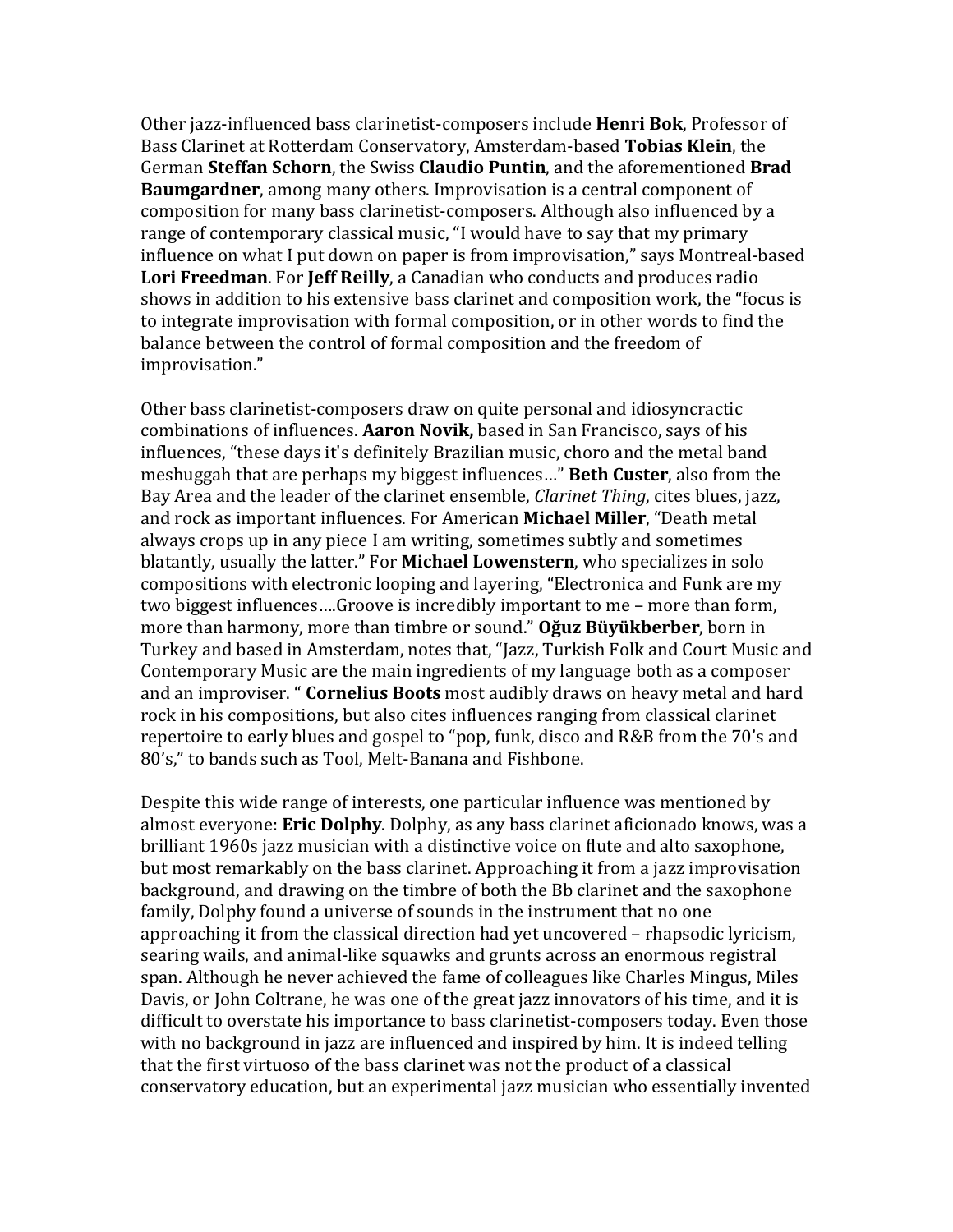Other jazz-influenced bass clarinetist-composers include **Henri Bok**, Professor of Bass Clarinet at Rotterdam Conservatory, Amsterdam-based **Tobias Klein**, the German **Steffan Schorn**, the Swiss **Claudio Puntin**, and the aforementioned **Brad Baumgardner**, among many others. Improvisation is a central component of composition for many bass clarinetist-composers. Although also influenced by a range of contemporary classical music, "I would have to say that my primary influence on what I put down on paper is from improvisation," says Montreal-based **Lori Freedman**. For **Jeff Reilly**, a Canadian who conducts and produces radio shows in addition to his extensive bass clarinet and composition work, the "focus is to integrate improvisation with formal composition, or in other words to find the balance between the control of formal composition and the freedom of improvisation."

Other bass clarinetist-composers draw on quite personal and idiosyncractic combinations of influences. **Aaron Novik,** based in San Francisco, says of his influences, "these days it's definitely Brazilian music, choro and the metal band meshuggah that are perhaps my biggest influences…" **Beth Custer**, also from the Bay Area and the leader of the clarinet ensemble, *Clarinet Thing*, cites blues, jazz, and rock as important influences. For American **Michael Miller**, "Death metal always crops up in any piece I am writing, sometimes subtly and sometimes blatantly, usually the latter." For **Michael Lowenstern**, who specializes in solo compositions with electronic looping and layering, "Electronica and Funk are my two biggest influences….Groove is incredibly important to me – more than form, more than harmony, more than timbre or sound." **Oğuz Büyükberber**, born in Turkey and based in Amsterdam, notes that, "Jazz, Turkish Folk and Court Music and Contemporary Music are the main ingredients of my language both as a composer and an improviser. " **Cornelius Boots** most audibly draws on heavy metal and hard rock in his compositions, but also cites influences ranging from classical clarinet repertoire to early blues and gospel to "pop, funk, disco and R&B from the 70's and 80's," to bands such as Tool, Melt-Banana and Fishbone.

Despite this wide range of interests, one particular influence was mentioned by almost everyone: **Eric Dolphy**. Dolphy, as any bass clarinet aficionado knows, was a brilliant 1960s jazz musician with a distinctive voice on flute and alto saxophone, but most remarkably on the bass clarinet. Approaching it from a jazz improvisation background, and drawing on the timbre of both the Bb clarinet and the saxophone family, Dolphy found a universe of sounds in the instrument that no one approaching it from the classical direction had yet uncovered – rhapsodic lyricism, searing wails, and animal-like squawks and grunts across an enormous registral span. Although he never achieved the fame of colleagues like Charles Mingus, Miles Davis, or John Coltrane, he was one of the great jazz innovators of his time, and it is difficult to overstate his importance to bass clarinetist-composers today. Even those with no background in jazz are influenced and inspired by him. It is indeed telling that the first virtuoso of the bass clarinet was not the product of a classical conservatory education, but an experimental jazz musician who essentially invented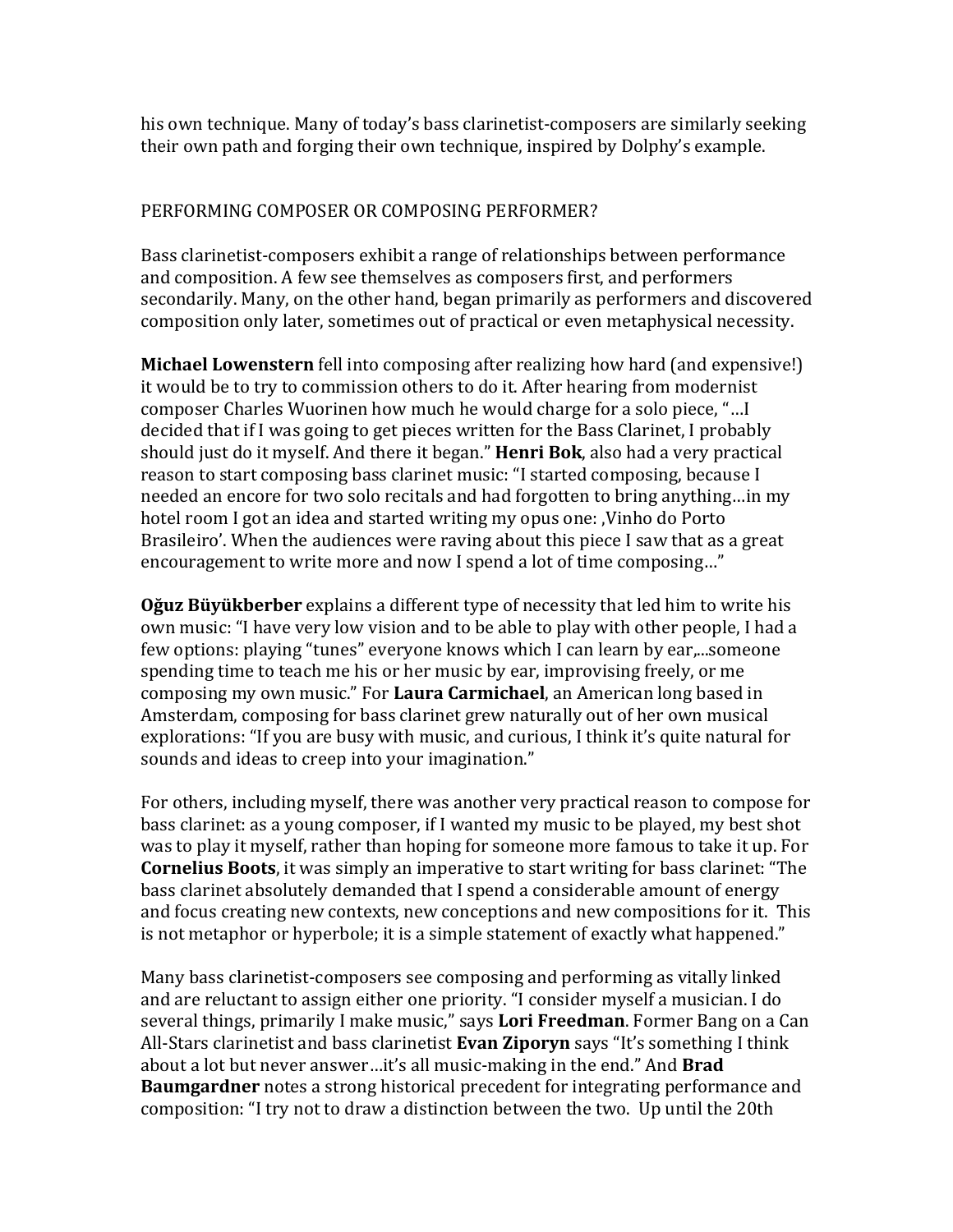his own technique. Many of today's bass clarinetist-composers are similarly seeking their own path and forging their own technique, inspired by Dolphy's example.

## PERFORMING COMPOSER OR COMPOSING PERFORMER?

Bass clarinetist-composers exhibit a range of relationships between performance and composition. A few see themselves as composers first, and performers secondarily. Many, on the other hand, began primarily as performers and discovered composition only later, sometimes out of practical or even metaphysical necessity.

**Michael Lowenstern** fell into composing after realizing how hard (and expensive!) it would be to try to commission others to do it. After hearing from modernist composer Charles Wuorinen how much he would charge for a solo piece, "…I decided that if I was going to get pieces written for the Bass Clarinet, I probably should just do it myself. And there it began." **Henri Bok**, also had a very practical reason to start composing bass clarinet music: "I started composing, because I needed an encore for two solo recitals and had forgotten to bring anything…in my hotel room I got an idea and started writing my opus one: ‚Vinho do Porto Brasileiro'. When the audiences were raving about this piece I saw that as a great encouragement to write more and now I spend a lot of time composing…"

**Oğuz Büyükberber** explains a different type of necessity that led him to write his own music: "I have very low vision and to be able to play with other people, I had a few options: playing "tunes" everyone knows which I can learn by ear,...someone spending time to teach me his or her music by ear, improvising freely, or me composing my own music." For **Laura Carmichael**, an American long based in Amsterdam, composing for bass clarinet grew naturally out of her own musical explorations: "If you are busy with music, and curious, I think it's quite natural for sounds and ideas to creep into your imagination."

For others, including myself, there was another very practical reason to compose for bass clarinet: as a young composer, if I wanted my music to be played, my best shot was to play it myself, rather than hoping for someone more famous to take it up. For **Cornelius Boots**, it was simply an imperative to start writing for bass clarinet: "The bass clarinet absolutely demanded that I spend a considerable amount of energy and focus creating new contexts, new conceptions and new compositions for it. This is not metaphor or hyperbole; it is a simple statement of exactly what happened."

Many bass clarinetist-composers see composing and performing as vitally linked and are reluctant to assign either one priority. "I consider myself a musician. I do several things, primarily I make music," says **Lori Freedman**. Former Bang on a Can All-Stars clarinetist and bass clarinetist **Evan Ziporyn** says "It's something I think about a lot but never answer…it's all music-making in the end." And **Brad Baumgardner** notes a strong historical precedent for integrating performance and composition: "I try not to draw a distinction between the two. Up until the 20th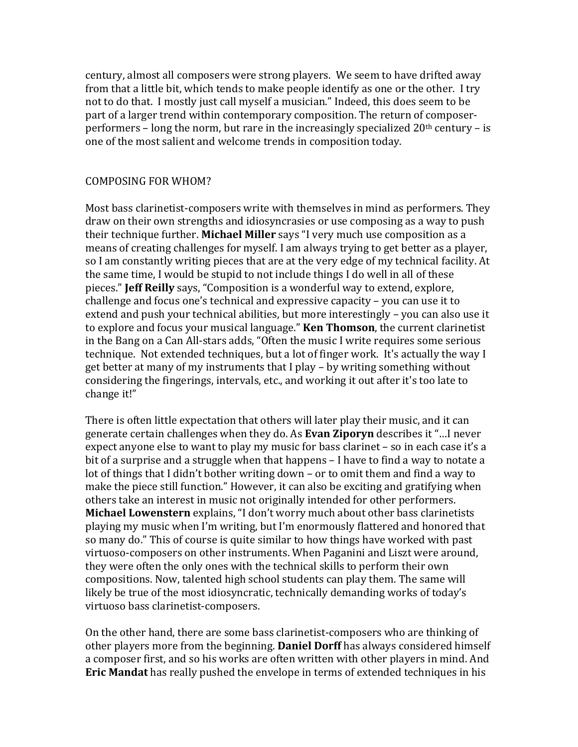century, almost all composers were strong players. We seem to have drifted away from that a little bit, which tends to make people identify as one or the other. I try not to do that. I mostly just call myself a musician." Indeed, this does seem to be part of a larger trend within contemporary composition. The return of composer-performers – long the norm, but rare in the increasingly specialized 20th century – is one of the most salient and welcome trends in composition today.

## COMPOSING FOR WHOM?

Most bass clarinetist-composers write with themselves in mind as performers. They draw on their own strengths and idiosyncrasies or use composing as a way to push their technique further. **Michael Miller** says "I very much use composition as a means of creating challenges for myself. I am always trying to get better as a player, so I am constantly writing pieces that are at the very edge of my technical facility. At the same time, I would be stupid to not include things I do well in all of these pieces." **Jeff Reilly** says, "Composition is a wonderful way to extend, explore, challenge and focus one's technical and expressive capacity – you can use it to extend and push your technical abilities, but more interestingly – you can also use it to explore and focus your musical language." **Ken Thomson**, the current clarinetist in the Bang on a Can All-stars adds, "Often the music I write requires some serious technique. Not extended techniques, but a lot of finger work. It's actually the way I get better at many of my instruments that I play – by writing something without considering the fingerings, intervals, etc., and working it out after it's too late to change it!"

There is often little expectation that others will later play their music, and it can generate certain challenges when they do. As **Evan Ziporyn** describes it "…I never expect anyone else to want to play my music for bass clarinet – so in each case it's a bit of a surprise and a struggle when that happens – I have to find a way to notate a lot of things that I didn't bother writing down – or to omit them and find a way to make the piece still function." However, it can also be exciting and gratifying when others take an interest in music not originally intended for other performers. **Michael Lowenstern** explains, "I don't worry much about other bass clarinetists playing my music when I'm writing, but I'm enormously flattered and honored that so many do." This of course is quite similar to how things have worked with past virtuoso-composers on other instruments. When Paganini and Liszt were around, they were often the only ones with the technical skills to perform their own compositions. Now, talented high school students can play them. The same will likely be true of the most idiosyncratic, technically demanding works of today's virtuoso bass clarinetist-composers.

On the other hand, there are some bass clarinetist-composers who are thinking of other players more from the beginning. **Daniel Dorff** has always considered himself a composer first, and so his works are often written with other players in mind. And **Eric Mandat** has really pushed the envelope in terms of extended techniques in his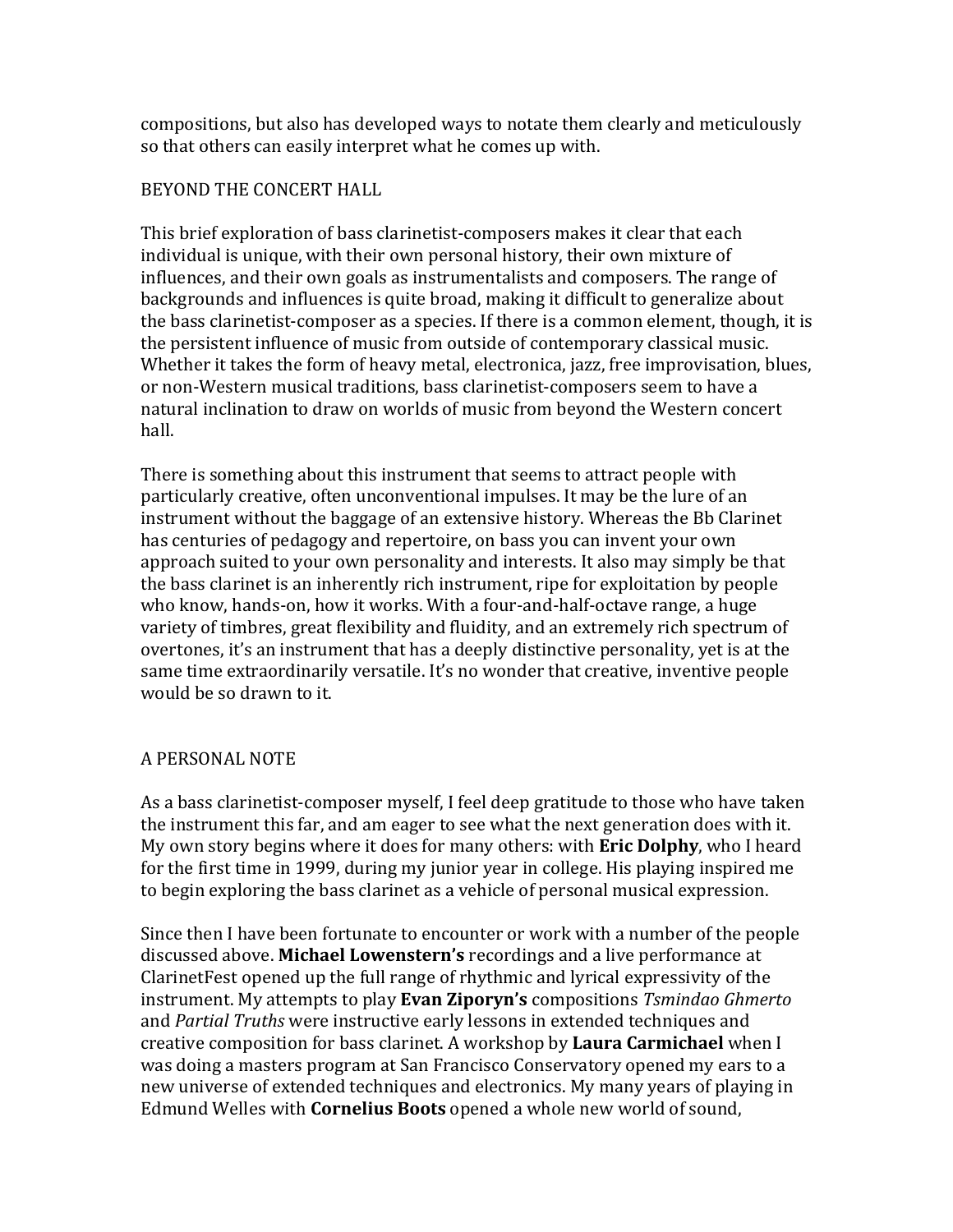compositions, but also has developed ways to notate them clearly and meticulously so that others can easily interpret what he comes up with.

## BEYOND THE CONCERT HALL

This brief exploration of bass clarinetist-composers makes it clear that each individual is unique, with their own personal history, their own mixture of influences, and their own goals as instrumentalists and composers. The range of backgrounds and influences is quite broad, making it difficult to generalize about the bass clarinetist-composer as a species. If there is a common element, though, it is the persistent influence of music from outside of contemporary classical music. Whether it takes the form of heavy metal, electronica, jazz, free improvisation, blues, or non-Western musical traditions, bass clarinetist-composers seem to have a natural inclination to draw on worlds of music from beyond the Western concert hall.

There is something about this instrument that seems to attract people with particularly creative, often unconventional impulses. It may be the lure of an instrument without the baggage of an extensive history. Whereas the Bb Clarinet has centuries of pedagogy and repertoire, on bass you can invent your own approach suited to your own personality and interests. It also may simply be that the bass clarinet is an inherently rich instrument, ripe for exploitation by people who know, hands-on, how it works. With a four-and-half-octave range, a huge variety of timbres, great flexibility and fluidity, and an extremely rich spectrum of overtones, it's an instrument that has a deeply distinctive personality, yet is at the same time extraordinarily versatile. It's no wonder that creative, inventive people would be so drawn to it.

## A PERSONAL NOTE

As a bass clarinetist-composer myself, I feel deep gratitude to those who have taken the instrument this far, and am eager to see what the next generation does with it. My own story begins where it does for many others: with **Eric Dolphy**, who I heard for the first time in 1999, during my junior year in college. His playing inspired me to begin exploring the bass clarinet as a vehicle of personal musical expression.

Since then I have been fortunate to encounter or work with a number of the people discussed above. **Michael Lowenstern's** recordings and a live performance at ClarinetFest opened up the full range of rhythmic and lyrical expressivity of the instrument. My attempts to play **Evan Ziporyn's** compositions *Tsmindao Ghmerto* and *Partial Truths* were instructive early lessons in extended techniques and creative composition for bass clarinet. A workshop by **Laura Carmichael** when I was doing a masters program at San Francisco Conservatory opened my ears to a new universe of extended techniques and electronics. My many years of playing in Edmund Welles with **Cornelius Boots** opened a whole new world of sound,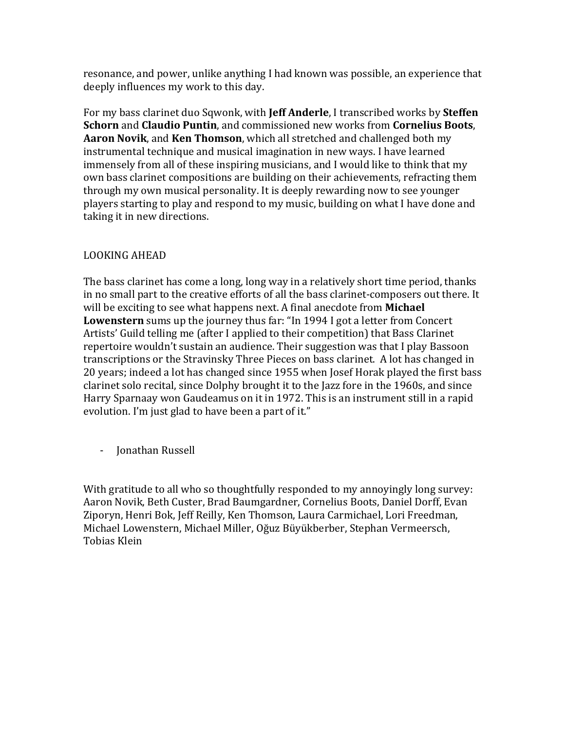resonance, and power, unlike anything I had known was possible, an experience that deeply influences my work to this day.

For my bass clarinet duo Sqwonk, with **Jeff Anderle**, I transcribed works by **Steffen Schorn** and **Claudio Puntin**, and commissioned new works from **Cornelius Boots**, **Aaron Novik**, and **Ken Thomson**, which all stretched and challenged both my instrumental technique and musical imagination in new ways. I have learned immensely from all of these inspiring musicians, and I would like to think that my own bass clarinet compositions are building on their achievements, refracting them through my own musical personality. It is deeply rewarding now to see younger players starting to play and respond to my music, building on what I have done and taking it in new directions.

## LOOKING AHEAD

The bass clarinet has come a long, long way in a relatively short time period, thanks in no small part to the creative efforts of all the bass clarinet-composers out there. It will be exciting to see what happens next. A final anecdote from **Michael Lowenstern** sums up the journey thus far: "In 1994 I got a letter from Concert Artists' Guild telling me (after I applied to their competition) that Bass Clarinet repertoire wouldn't sustain an audience. Their suggestion was that I play Bassoon transcriptions or the Stravinsky Three Pieces on bass clarinet. A lot has changed in 20 years; indeed a lot has changed since 1955 when Josef Horak played the first bass clarinet solo recital, since Dolphy brought it to the Jazz fore in the 1960s, and since Harry Sparnaay won Gaudeamus on it in 1972. This is an instrument still in a rapid evolution. I'm just glad to have been a part of it."

- Jonathan Russell

With gratitude to all who so thoughtfully responded to my annoyingly long survey: Aaron Novik, Beth Custer, Brad Baumgardner, Cornelius Boots, Daniel Dorff, Evan Ziporyn, Henri Bok, Jeff Reilly, Ken Thomson, Laura Carmichael, Lori Freedman, Michael Lowenstern, Michael Miller, Oğuz Büyükberber, Stephan Vermeersch, Tobias Klein